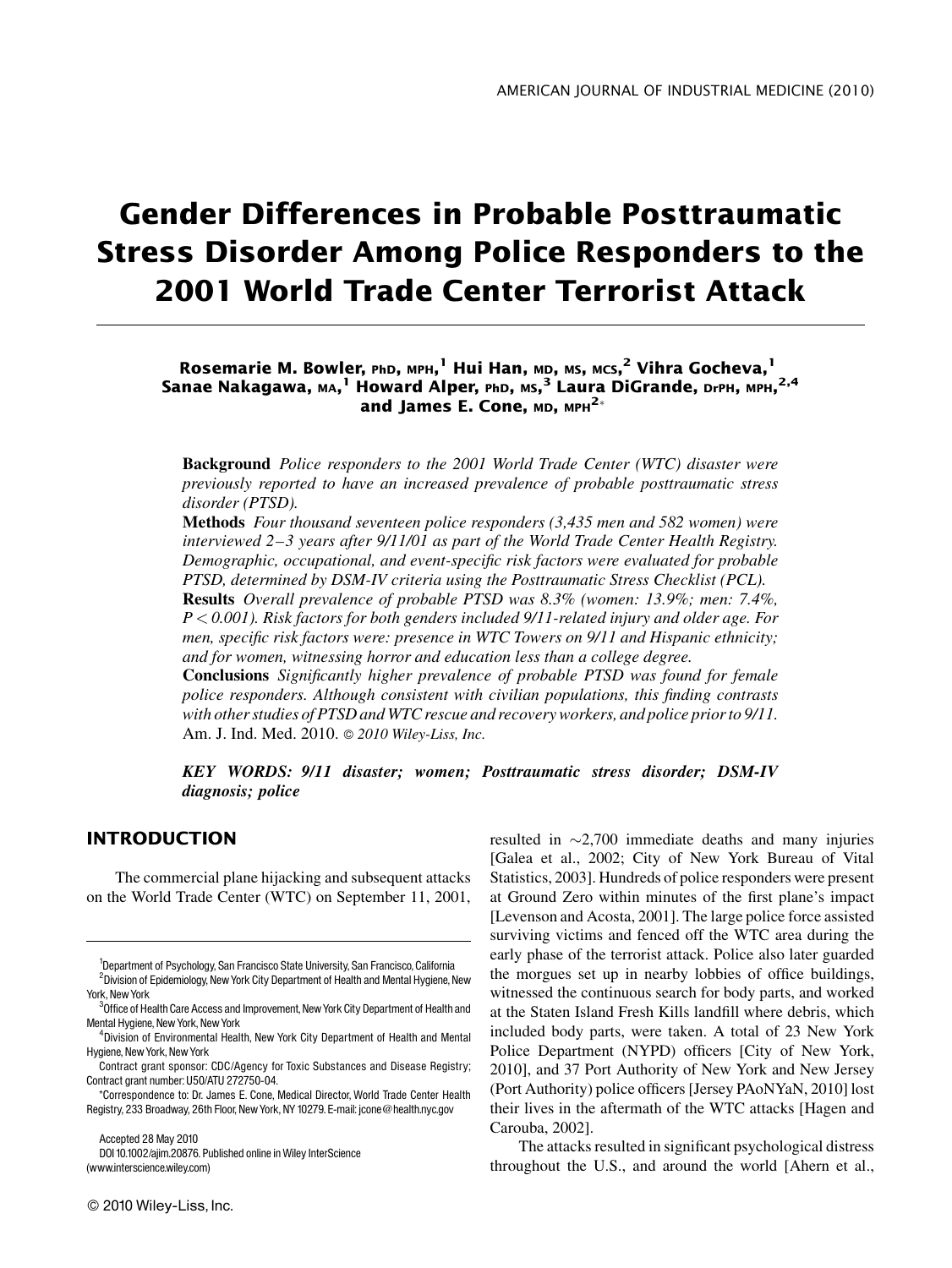# Gender Differences in Probable Posttraumatic Stress Disorder Among Police Responders to the 2001 World Trade Center Terrorist Attack

**Rosemarie M. Bowler, PhD, MPH,[1] Hui Han, MD, MS, MCS,[2] Vihra Gocheva,[1] Sanae Nakagawa, MA,[1] Howard Alper, PhD, MS,[3] Laura DiGrande, DrPH, MPH,[2,4] and James E. Cone, MD, MPH[2]***

**Background** *Police responders to the 2001 World Trade Center (WTC) disaster were previously reported to have an increased prevalence of probable posttraumatic stress disorder (PTSD).*

**Methods** *Four thousand seventeen police responders (3,435 men and 582 women) were interviewed 2–3 years after 9/11/01 as part of the World Trade Center Health Registry. Demographic, occupational, and event-specific risk factors were evaluated for probable PTSD, determined by DSM-IV criteria using the Posttraumatic Stress Checklist (PCL).*

**Results** *Overall prevalence of probable PTSD was 8.3% (women: 13.9%; men: 7.4%, $P < 0.001$). Risk factors for both genders included 9/11-related injury and older age. For men, specific risk factors were: presence in WTC Towers on 9/11 and Hispanic ethnicity; and for women, witnessing horror and education less than a college degree.*

**Conclusions** *Significantly higher prevalence of probable PTSD was found for female police responders. Although consistent with civilian populations, this finding contrasts with other studies of PTSD and WTC rescue and recovery workers, and police prior to 9/11.* Am. J. Ind. Med. 2010. © *2010 Wiley-Liss, Inc.*

***KEY WORDS: 9/11 disaster; women; Posttraumatic stress disorder; DSM-IV diagnosis; police***

## INTRODUCTION

The commercial plane hijacking and subsequent attacks on the World Trade Center (WTC) on September 11, 2001, resulted in ~2,700 immediate deaths and many injuries [Galea et al., 2002; City of New York Bureau of Vital Statistics, 2003]. Hundreds of police responders were present at Ground Zero within minutes of the first plane's impact [Levenson and Acosta, 2001]. The large police force assisted surviving victims and fenced off the WTC area during the early phase of the terrorist attack. Police also later guarded the morgues set up in nearby lobbies of office buildings, witnessed the continuous search for body parts, and worked at the Staten Island Fresh Kills landfill where debris, which included body parts, were taken. A total of 23 New York Police Department (NYPD) officers [City of New York, 2010], and 37 Port Authority of New York and New Jersey (Port Authority) police officers [Jersey PAoNYaN, 2010] lost their lives in the aftermath of the WTC attacks [Hagen and Carouba, 2002].

The attacks resulted in significant psychological distress throughout the U.S., and around the world [Ahern et al.,

---

[1]Department of Psychology, San Francisco State University, San Francisco, California
[2]Division of Epidemiology, New York City Department of Health and Mental Hygiene, New York, New York
[3]Office of Health Care Access and Improvement, New York City Department of Health and Mental Hygiene, New York, New York
[4]Division of Environmental Health, New York City Department of Health and Mental Hygiene, New York, New York

Contract grant sponsor: CDC/Agency for Toxic Substances and Disease Registry; Contract grant number: U50/ATU 272750-04.

*Correspondence to: Dr. James E. Cone, MD, Medical Director, World Trade Center Health Registry, 233 Broadway, 26th Floor, New York, NY 10279. E-mail: jcone@health.nyc.gov

Accepted 28 May 2010
DOI 10.1002/ajim.20876. Published online in Wiley InterScience (www.interscience.wiley.com)

© 2010 Wiley-Liss, Inc.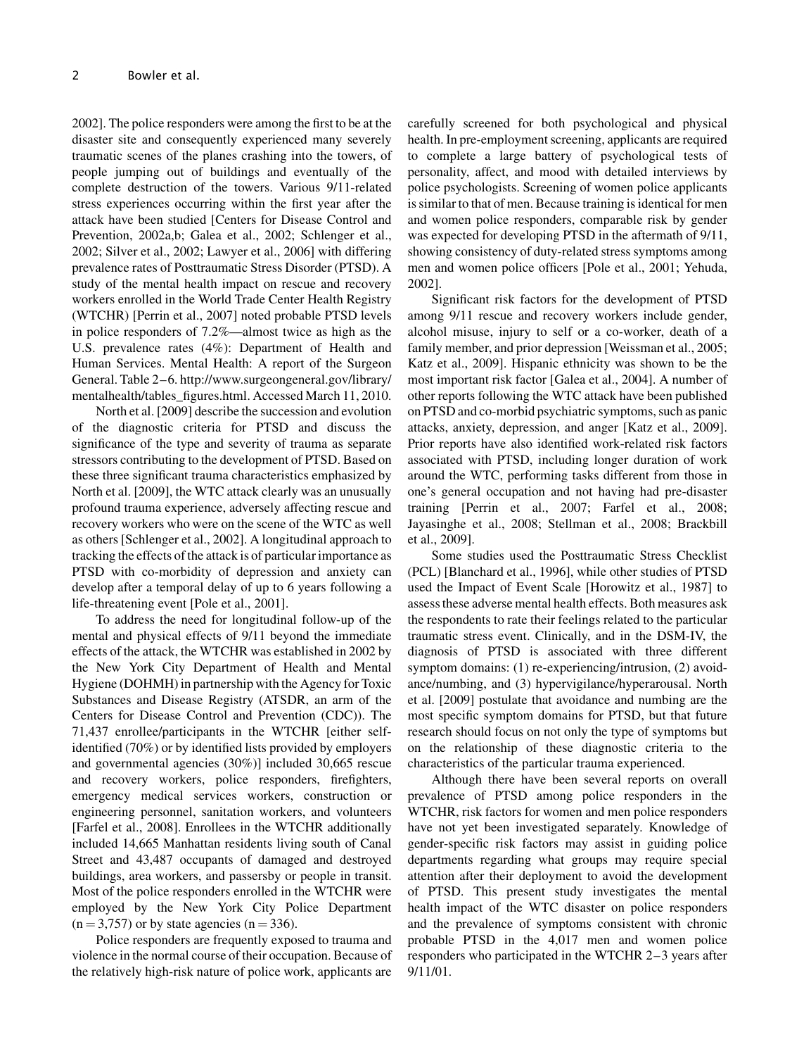2002]. The police responders were among the first to be at the disaster site and consequently experienced many severely traumatic scenes of the planes crashing into the towers, of people jumping out of buildings and eventually of the complete destruction of the towers. Various 9/11-related stress experiences occurring within the first year after the attack have been studied [Centers for Disease Control and Prevention, 2002a,b; Galea et al., 2002; Schlenger et al., 2002; Silver et al., 2002; Lawyer et al., 2006] with differing prevalence rates of Posttraumatic Stress Disorder (PTSD). A study of the mental health impact on rescue and recovery workers enrolled in the World Trade Center Health Registry (WTCHR) [Perrin et al., 2007] noted probable PTSD levels in police responders of 7.2%—almost twice as high as the U.S. prevalence rates (4%): Department of Health and Human Services. Mental Health: A report of the Surgeon General. Table 2–6. http://www.surgeongeneral.gov/library/mentalhealth/tables_figures.html. Accessed March 11, 2010.

North et al. [2009] describe the succession and evolution of the diagnostic criteria for PTSD and discuss the significance of the type and severity of trauma as separate stressors contributing to the development of PTSD. Based on these three significant trauma characteristics emphasized by North et al. [2009], the WTC attack clearly was an unusually profound trauma experience, adversely affecting rescue and recovery workers who were on the scene of the WTC as well as others [Schlenger et al., 2002]. A longitudinal approach to tracking the effects of the attack is of particular importance as PTSD with co-morbidity of depression and anxiety can develop after a temporal delay of up to 6 years following a life-threatening event [Pole et al., 2001].

To address the need for longitudinal follow-up of the mental and physical effects of 9/11 beyond the immediate effects of the attack, the WTCHR was established in 2002 by the New York City Department of Health and Mental Hygiene (DOHMH) in partnership with the Agency for Toxic Substances and Disease Registry (ATSDR, an arm of the Centers for Disease Control and Prevention (CDC)). The 71,437 enrollee/participants in the WTCHR [either self-identified (70%) or by identified lists provided by employers and governmental agencies (30%)] included 30,665 rescue and recovery workers, police responders, firefighters, emergency medical services workers, construction or engineering personnel, sanitation workers, and volunteers [Farfel et al., 2008]. Enrollees in the WTCHR additionally included 14,665 Manhattan residents living south of Canal Street and 43,487 occupants of damaged and destroyed buildings, area workers, and passersby or people in transit. Most of the police responders enrolled in the WTCHR were employed by the New York City Police Department ($n = 3{,}757$) or by state agencies ($n = 336$).

Police responders are frequently exposed to trauma and violence in the normal course of their occupation. Because of the relatively high-risk nature of police work, applicants are carefully screened for both psychological and physical health. In pre-employment screening, applicants are required to complete a large battery of psychological tests of personality, affect, and mood with detailed interviews by police psychologists. Screening of women police applicants is similar to that of men. Because training is identical for men and women police responders, comparable risk by gender was expected for developing PTSD in the aftermath of 9/11, showing consistency of duty-related stress symptoms among men and women police officers [Pole et al., 2001; Yehuda, 2002].

Significant risk factors for the development of PTSD among 9/11 rescue and recovery workers include gender, alcohol misuse, injury to self or a co-worker, death of a family member, and prior depression [Weissman et al., 2005; Katz et al., 2009]. Hispanic ethnicity was shown to be the most important risk factor [Galea et al., 2004]. A number of other reports following the WTC attack have been published on PTSD and co-morbid psychiatric symptoms, such as panic attacks, anxiety, depression, and anger [Katz et al., 2009]. Prior reports have also identified work-related risk factors associated with PTSD, including longer duration of work around the WTC, performing tasks different from those in one's general occupation and not having had pre-disaster training [Perrin et al., 2007; Farfel et al., 2008; Jayasinghe et al., 2008; Stellman et al., 2008; Brackbill et al., 2009].

Some studies used the Posttraumatic Stress Checklist (PCL) [Blanchard et al., 1996], while other studies of PTSD used the Impact of Event Scale [Horowitz et al., 1987] to assess these adverse mental health effects. Both measures ask the respondents to rate their feelings related to the particular traumatic stress event. Clinically, and in the DSM-IV, the diagnosis of PTSD is associated with three different symptom domains: (1) re-experiencing/intrusion, (2) avoidance/numbing, and (3) hypervigilance/hyperarousal. North et al. [2009] postulate that avoidance and numbing are the most specific symptom domains for PTSD, but that future research should focus on not only the type of symptoms but on the relationship of these diagnostic criteria to the characteristics of the particular trauma experienced.

Although there have been several reports on overall prevalence of PTSD among police responders in the WTCHR, risk factors for women and men police responders have not yet been investigated separately. Knowledge of gender-specific risk factors may assist in guiding police departments regarding what groups may require special attention after their deployment to avoid the development of PTSD. This present study investigates the mental health impact of the WTC disaster on police responders and the prevalence of symptoms consistent with chronic probable PTSD in the 4,017 men and women police responders who participated in the WTCHR 2–3 years after 9/11/01.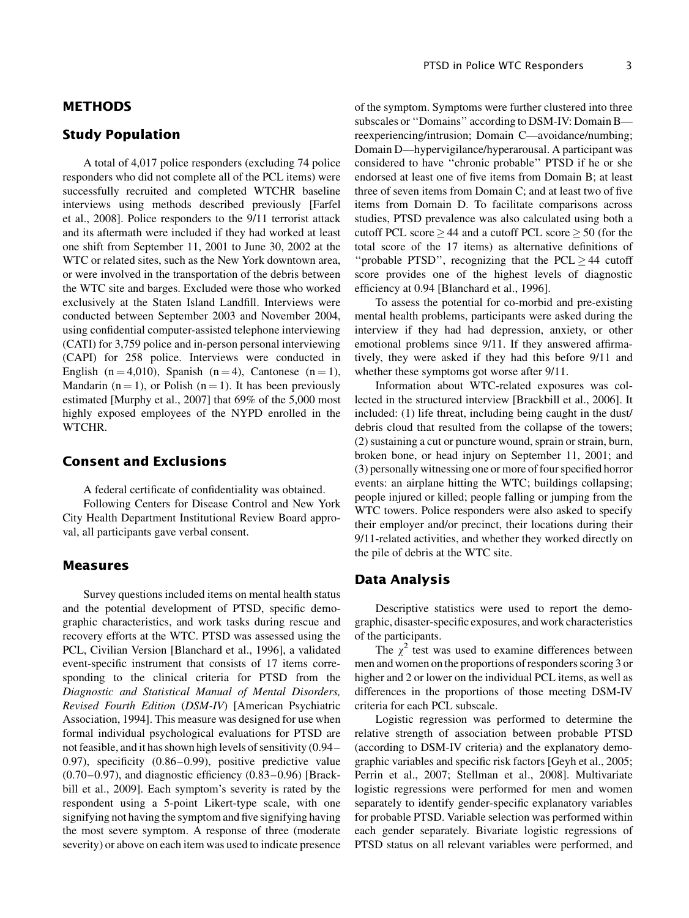## METHODS

### Study Population

A total of 4,017 police responders (excluding 74 police responders who did not complete all of the PCL items) were successfully recruited and completed WTCHR baseline interviews using methods described previously [Farfel et al., 2008]. Police responders to the 9/11 terrorist attack and its aftermath were included if they had worked at least one shift from September 11, 2001 to June 30, 2002 at the WTC or related sites, such as the New York downtown area, or were involved in the transportation of the debris between the WTC site and barges. Excluded were those who worked exclusively at the Staten Island Landfill. Interviews were conducted between September 2003 and November 2004, using confidential computer-assisted telephone interviewing (CATI) for 3,759 police and in-person personal interviewing (CAPI) for 258 police. Interviews were conducted in English ($n = 4{,}010$), Spanish ($n = 4$), Cantonese ($n = 1$), Mandarin ($n = 1$), or Polish ($n = 1$). It has been previously estimated [Murphy et al., 2007] that 69% of the 5,000 most highly exposed employees of the NYPD enrolled in the WTCHR.

### Consent and Exclusions

A federal certificate of confidentiality was obtained.

Following Centers for Disease Control and New York City Health Department Institutional Review Board approval, all participants gave verbal consent.

### Measures

Survey questions included items on mental health status and the potential development of PTSD, specific demographic characteristics, and work tasks during rescue and recovery efforts at the WTC. PTSD was assessed using the PCL, Civilian Version [Blanchard et al., 1996], a validated event-specific instrument that consists of 17 items corresponding to the clinical criteria for PTSD from the *Diagnostic and Statistical Manual of Mental Disorders, Revised Fourth Edition* (*DSM-IV*) [American Psychiatric Association, 1994]. This measure was designed for use when formal individual psychological evaluations for PTSD are not feasible, and it has shown high levels of sensitivity (0.94–0.97), specificity (0.86–0.99), positive predictive value (0.70–0.97), and diagnostic efficiency (0.83–0.96) [Brackbill et al., 2009]. Each symptom's severity is rated by the respondent using a 5-point Likert-type scale, with one signifying not having the symptom and five signifying having the most severe symptom. A response of three (moderate severity) or above on each item was used to indicate presence of the symptom. Symptoms were further clustered into three subscales or "Domains" according to DSM-IV: Domain B—reexperiencing/intrusion; Domain C—avoidance/numbing; Domain D—hypervigilance/hyperarousal. A participant was considered to have "chronic probable" PTSD if he or she endorsed at least one of five items from Domain B; at least three of seven items from Domain C; and at least two of five items from Domain D. To facilitate comparisons across studies, PTSD prevalence was also calculated using both a cutoff PCL score $\geq 44$ and a cutoff PCL score $\geq 50$ (for the total score of the 17 items) as alternative definitions of "probable PTSD", recognizing that the PCL $\geq 44$ cutoff score provides one of the highest levels of diagnostic efficiency at 0.94 [Blanchard et al., 1996].

To assess the potential for co-morbid and pre-existing mental health problems, participants were asked during the interview if they had had depression, anxiety, or other emotional problems since 9/11. If they answered affirmatively, they were asked if they had this before 9/11 and whether these symptoms got worse after 9/11.

Information about WTC-related exposures was collected in the structured interview [Brackbill et al., 2006]. It included: (1) life threat, including being caught in the dust/debris cloud that resulted from the collapse of the towers; (2) sustaining a cut or puncture wound, sprain or strain, burn, broken bone, or head injury on September 11, 2001; and (3) personally witnessing one or more of four specified horror events: an airplane hitting the WTC; buildings collapsing; people injured or killed; people falling or jumping from the WTC towers. Police responders were also asked to specify their employer and/or precinct, their locations during their 9/11-related activities, and whether they worked directly on the pile of debris at the WTC site.

### Data Analysis

Descriptive statistics were used to report the demographic, disaster-specific exposures, and work characteristics of the participants.

The $\chi^2$ test was used to examine differences between men and women on the proportions of responders scoring 3 or higher and 2 or lower on the individual PCL items, as well as differences in the proportions of those meeting DSM-IV criteria for each PCL subscale.

Logistic regression was performed to determine the relative strength of association between probable PTSD (according to DSM-IV criteria) and the explanatory demographic variables and specific risk factors [Geyh et al., 2005; Perrin et al., 2007; Stellman et al., 2008]. Multivariate logistic regressions were performed for men and women separately to identify gender-specific explanatory variables for probable PTSD. Variable selection was performed within each gender separately. Bivariate logistic regressions of PTSD status on all relevant variables were performed, and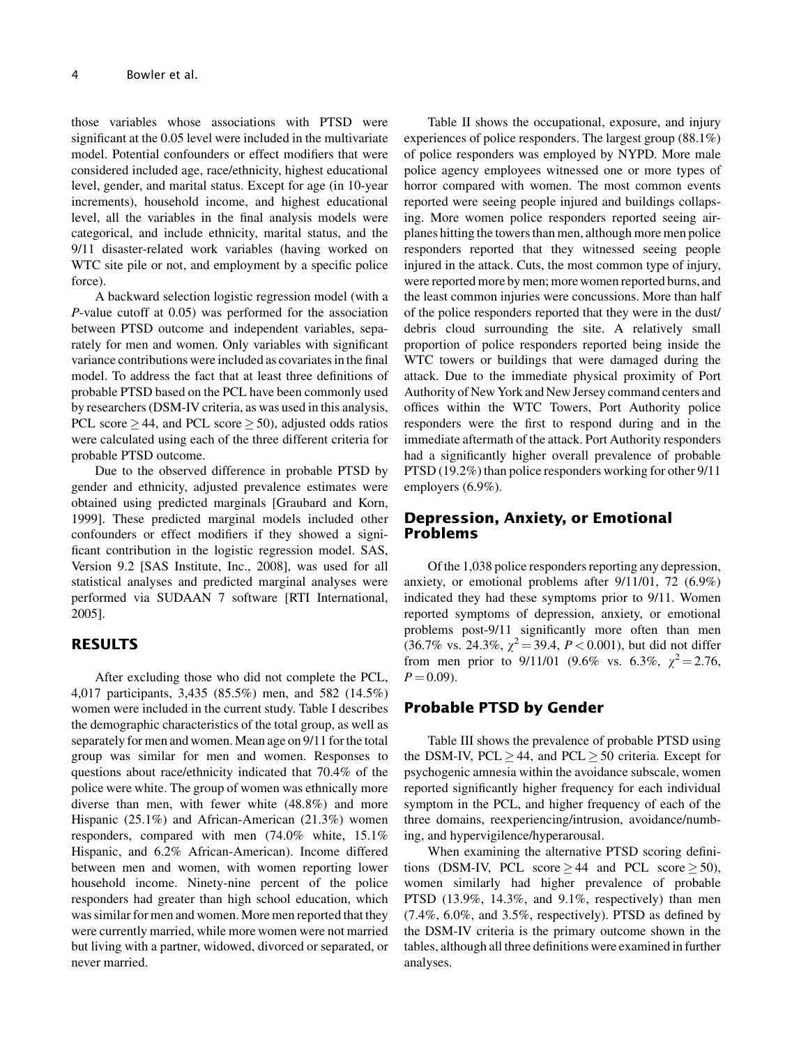those variables whose associations with PTSD were significant at the 0.05 level were included in the multivariate model. Potential confounders or effect modifiers that were considered included age, race/ethnicity, highest educational level, gender, and marital status. Except for age (in 10-year increments), household income, and highest educational level, all the variables in the final analysis models were categorical, and include ethnicity, marital status, and the 9/11 disaster-related work variables (having worked on WTC site pile or not, and employment by a specific police force).

A backward selection logistic regression model (with a $P$-value cutoff at 0.05) was performed for the association between PTSD outcome and independent variables, separately for men and women. Only variables with significant variance contributions were included as covariates in the final model. To address the fact that at least three definitions of probable PTSD based on the PCL have been commonly used by researchers (DSM-IV criteria, as was used in this analysis, PCL score $\geq 44$, and PCL score $\geq 50$), adjusted odds ratios were calculated using each of the three different criteria for probable PTSD outcome.

Due to the observed difference in probable PTSD by gender and ethnicity, adjusted prevalence estimates were obtained using predicted marginals [Graubard and Korn, 1999]. These predicted marginal models included other confounders or effect modifiers if they showed a significant contribution in the logistic regression model. SAS, Version 9.2 [SAS Institute, Inc., 2008], was used for all statistical analyses and predicted marginal analyses were performed via SUDAAN 7 software [RTI International, 2005].

## RESULTS

After excluding those who did not complete the PCL, 4,017 participants, 3,435 (85.5%) men, and 582 (14.5%) women were included in the current study. Table I describes the demographic characteristics of the total group, as well as separately for men and women. Mean age on 9/11 for the total group was similar for men and women. Responses to questions about race/ethnicity indicated that 70.4% of the police were white. The group of women was ethnically more diverse than men, with fewer white (48.8%) and more Hispanic (25.1%) and African-American (21.3%) women responders, compared with men (74.0% white, 15.1% Hispanic, and 6.2% African-American). Income differed between men and women, with women reporting lower household income. Ninety-nine percent of the police responders had greater than high school education, which was similar for men and women. More men reported that they were currently married, while more women were not married but living with a partner, widowed, divorced or separated, or never married.

Table II shows the occupational, exposure, and injury experiences of police responders. The largest group (88.1%) of police responders was employed by NYPD. More male police agency employees witnessed one or more types of horror compared with women. The most common events reported were seeing people injured and buildings collapsing. More women police responders reported seeing airplanes hitting the towers than men, although more men police responders reported that they witnessed seeing people injured in the attack. Cuts, the most common type of injury, were reported more by men; more women reported burns, and the least common injuries were concussions. More than half of the police responders reported that they were in the dust/debris cloud surrounding the site. A relatively small proportion of police responders reported being inside the WTC towers or buildings that were damaged during the attack. Due to the immediate physical proximity of Port Authority of New York and New Jersey command centers and offices within the WTC Towers, Port Authority police responders were the first to respond during and in the immediate aftermath of the attack. Port Authority responders had a significantly higher overall prevalence of probable PTSD (19.2%) than police responders working for other 9/11 employers (6.9%).

## Depression, Anxiety, or Emotional Problems

Of the 1,038 police responders reporting any depression, anxiety, or emotional problems after 9/11/01, 72 (6.9%) indicated they had these symptoms prior to 9/11. Women reported symptoms of depression, anxiety, or emotional problems post-9/11 significantly more often than men (36.7% vs. 24.3%, $\chi^2 = 39.4$, $P < 0.001$), but did not differ from men prior to 9/11/01 (9.6% vs. 6.3%, $\chi^2 = 2.76$, $P = 0.09$).

## Probable PTSD by Gender

Table III shows the prevalence of probable PTSD using the DSM-IV, PCL $\geq 44$, and PCL $\geq 50$ criteria. Except for psychogenic amnesia within the avoidance subscale, women reported significantly higher frequency for each individual symptom in the PCL, and higher frequency of each of the three domains, reexperiencing/intrusion, avoidance/numbing, and hypervigilence/hyperarousal.

When examining the alternative PTSD scoring definitions (DSM-IV, PCL score $\geq 44$ and PCL score $\geq 50$), women similarly had higher prevalence of probable PTSD (13.9%, 14.3%, and 9.1%, respectively) than men (7.4%, 6.0%, and 3.5%, respectively). PTSD as defined by the DSM-IV criteria is the primary outcome shown in the tables, although all three definitions were examined in further analyses.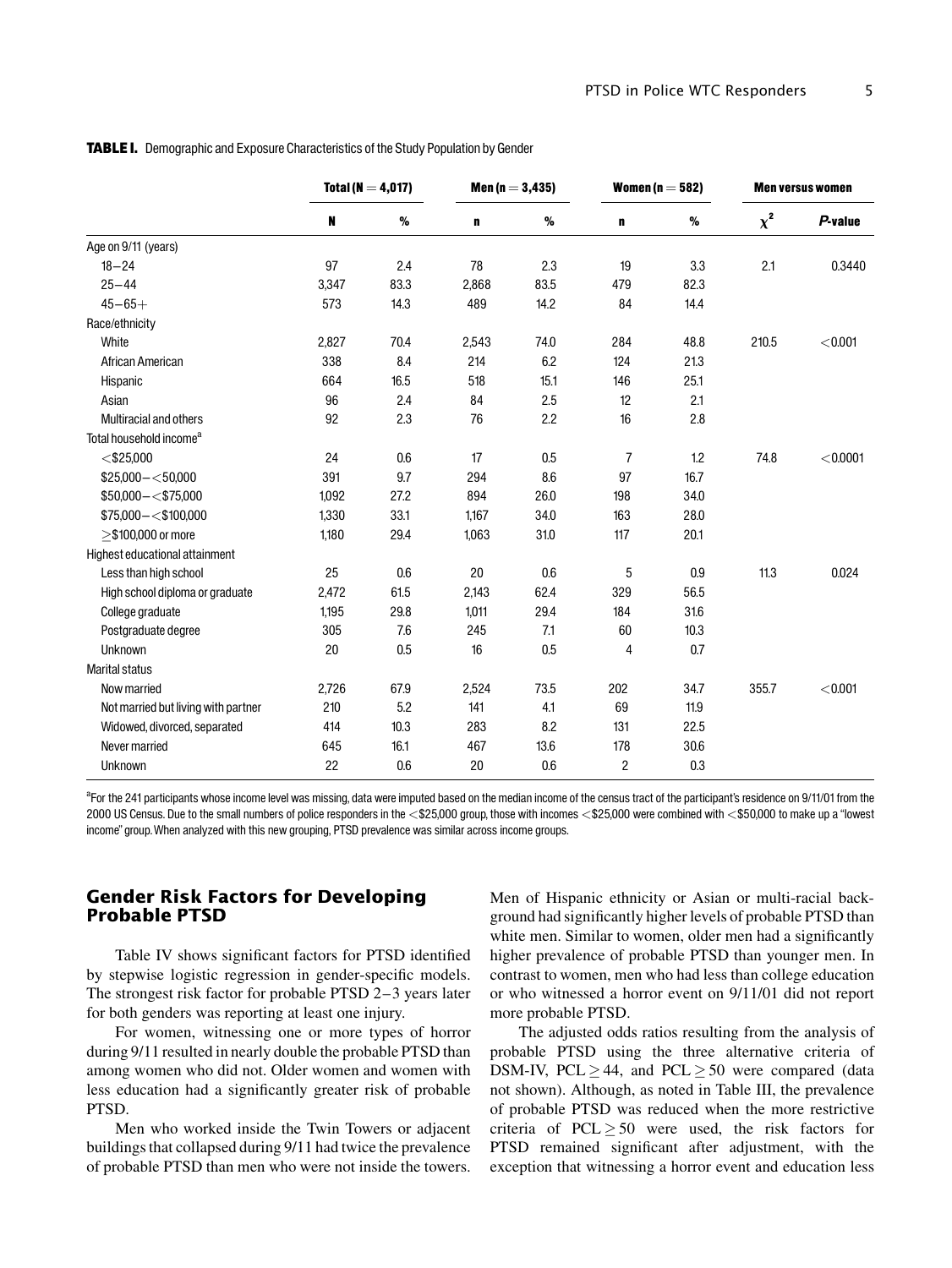**TABLE I.** Demographic and Exposure Characteristics of the Study Population by Gender

| | Total (N = 4,017) | | Men (n = 3,435) | | Women (n = 582) | | Men versus women | |
|---|---|---|---|---|---|---|---|---|
| | N | % | n | % | n | % | $\chi^2$ | *P*-value |
| Age on 9/11 (years) | | | | | | | | |
| 18–24 | 97 | 2.4 | 78 | 2.3 | 19 | 3.3 | 2.1 | 0.3440 |
| 25–44 | 3,347 | 83.3 | 2,868 | 83.5 | 479 | 82.3 | | |
| 45–65+ | 573 | 14.3 | 489 | 14.2 | 84 | 14.4 | | |
| Race/ethnicity | | | | | | | | |
| White | 2,827 | 70.4 | 2,543 | 74.0 | 284 | 48.8 | 210.5 | <0.001 |
| African American | 338 | 8.4 | 214 | 6.2 | 124 | 21.3 | | |
| Hispanic | 664 | 16.5 | 518 | 15.1 | 146 | 25.1 | | |
| Asian | 96 | 2.4 | 84 | 2.5 | 12 | 2.1 | | |
| Multiracial and others | 92 | 2.3 | 76 | 2.2 | 16 | 2.8 | | |
| Total household income[a] | | | | | | | | |
| <\$25,000 | 24 | 0.6 | 17 | 0.5 | 7 | 1.2 | 74.8 | <0.0001 |
| \$25,000–<50,000 | 391 | 9.7 | 294 | 8.6 | 97 | 16.7 | | |
| \$50,000–<\$75,000 | 1,092 | 27.2 | 894 | 26.0 | 198 | 34.0 | | |
| \$75,000–<\$100,000 | 1,330 | 33.1 | 1,167 | 34.0 | 163 | 28.0 | | |
| ≥\$100,000 or more | 1,180 | 29.4 | 1,063 | 31.0 | 117 | 20.1 | | |
| Highest educational attainment | | | | | | | | |
| Less than high school | 25 | 0.6 | 20 | 0.6 | 5 | 0.9 | 11.3 | 0.024 |
| High school diploma or graduate | 2,472 | 61.5 | 2,143 | 62.4 | 329 | 56.5 | | |
| College graduate | 1,195 | 29.8 | 1,011 | 29.4 | 184 | 31.6 | | |
| Postgraduate degree | 305 | 7.6 | 245 | 7.1 | 60 | 10.3 | | |
| Unknown | 20 | 0.5 | 16 | 0.5 | 4 | 0.7 | | |
| Marital status | | | | | | | | |
| Now married | 2,726 | 67.9 | 2,524 | 73.5 | 202 | 34.7 | 355.7 | <0.001 |
| Not married but living with partner | 210 | 5.2 | 141 | 4.1 | 69 | 11.9 | | |
| Widowed, divorced, separated | 414 | 10.3 | 283 | 8.2 | 131 | 22.5 | | |
| Never married | 645 | 16.1 | 467 | 13.6 | 178 | 30.6 | | |
| Unknown | 22 | 0.6 | 20 | 0.6 | 2 | 0.3 | | |

[a]For the 241 participants whose income level was missing, data were imputed based on the median income of the census tract of the participant's residence on 9/11/01 from the 2000 US Census. Due to the small numbers of police responders in the <\$25,000 group, those with incomes <\$25,000 were combined with <\$50,000 to make up a "lowest income" group. When analyzed with this new grouping, PTSD prevalence was similar across income groups.

## Gender Risk Factors for Developing Probable PTSD

Table IV shows significant factors for PTSD identified by stepwise logistic regression in gender-specific models. The strongest risk factor for probable PTSD 2–3 years later for both genders was reporting at least one injury.

For women, witnessing one or more types of horror during 9/11 resulted in nearly double the probable PTSD than among women who did not. Older women and women with less education had a significantly greater risk of probable PTSD.

Men who worked inside the Twin Towers or adjacent buildings that collapsed during 9/11 had twice the prevalence of probable PTSD than men who were not inside the towers. Men of Hispanic ethnicity or Asian or multi-racial background had significantly higher levels of probable PTSD than white men. Similar to women, older men had a significantly higher prevalence of probable PTSD than younger men. In contrast to women, men who had less than college education or who witnessed a horror event on 9/11/01 did not report more probable PTSD.

The adjusted odds ratios resulting from the analysis of probable PTSD using the three alternative criteria of DSM-IV, $\text{PCL} \geq 44$, and $\text{PCL} \geq 50$ were compared (data not shown). Although, as noted in Table III, the prevalence of probable PTSD was reduced when the more restrictive criteria of $\text{PCL} \geq 50$ were used, the risk factors for PTSD remained significant after adjustment, with the exception that witnessing a horror event and education less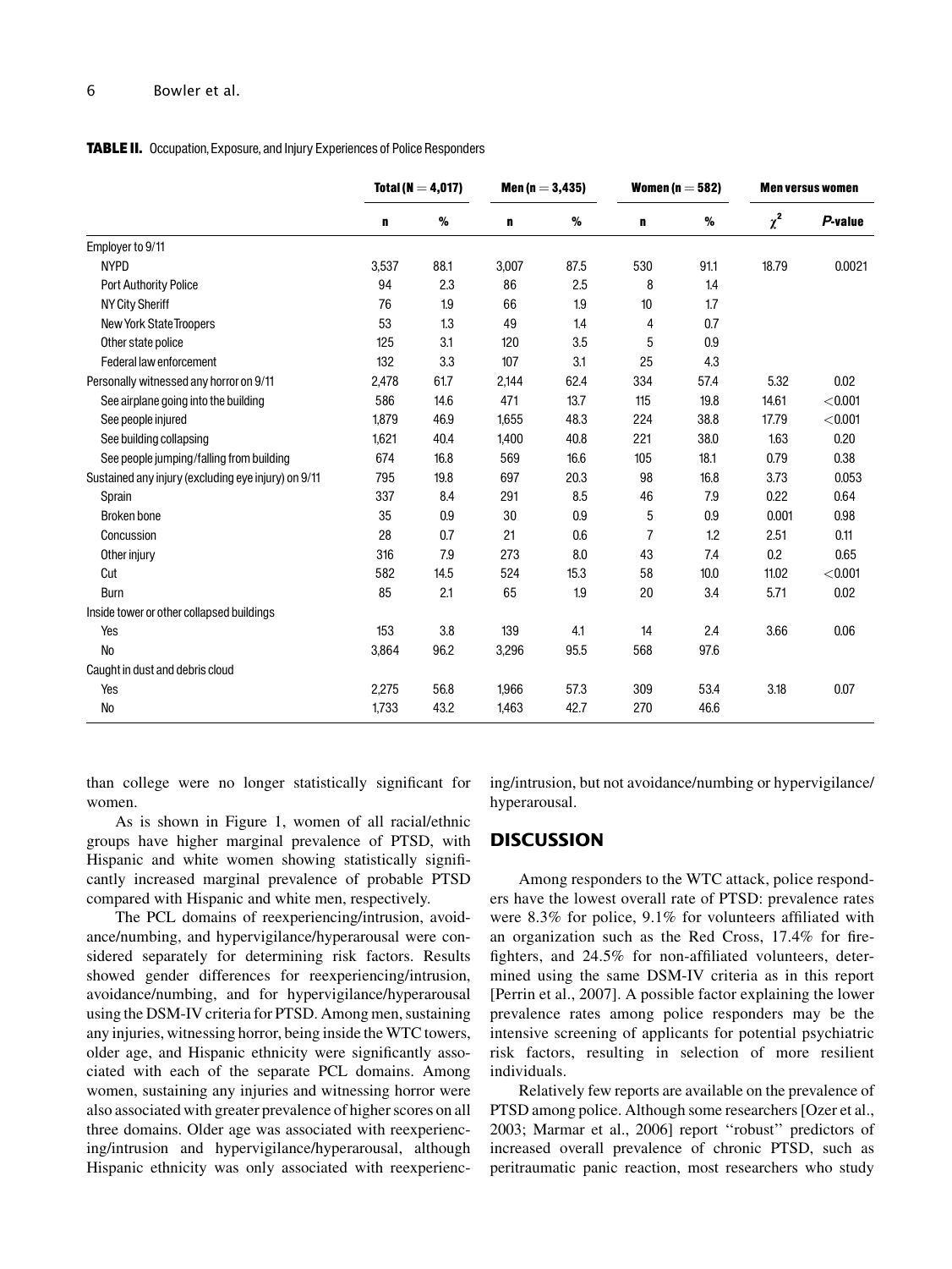**TABLE II.** Occupation, Exposure, and Injury Experiences of Police Responders

| | Total (N = 4,017) | | Men (n = 3,435) | | Women (n = 582) | | Men versus women | |
|---|---|---|---|---|---|---|---|---|
| | n | % | n | % | n | % | $\chi^2$ | P-value |
| Employer to 9/11 | | | | | | | | |
| NYPD | 3,537 | 88.1 | 3,007 | 87.5 | 530 | 91.1 | 18.79 | 0.0021 |
| Port Authority Police | 94 | 2.3 | 86 | 2.5 | 8 | 1.4 | | |
| NY City Sheriff | 76 | 1.9 | 66 | 1.9 | 10 | 1.7 | | |
| New York State Troopers | 53 | 1.3 | 49 | 1.4 | 4 | 0.7 | | |
| Other state police | 125 | 3.1 | 120 | 3.5 | 5 | 0.9 | | |
| Federal law enforcement | 132 | 3.3 | 107 | 3.1 | 25 | 4.3 | | |
| Personally witnessed any horror on 9/11 | 2,478 | 61.7 | 2,144 | 62.4 | 334 | 57.4 | 5.32 | 0.02 |
| See airplane going into the building | 586 | 14.6 | 471 | 13.7 | 115 | 19.8 | 14.61 | <0.001 |
| See people injured | 1,879 | 46.9 | 1,655 | 48.3 | 224 | 38.8 | 17.79 | <0.001 |
| See building collapsing | 1,621 | 40.4 | 1,400 | 40.8 | 221 | 38.0 | 1.63 | 0.20 |
| See people jumping/falling from building | 674 | 16.8 | 569 | 16.6 | 105 | 18.1 | 0.79 | 0.38 |
| Sustained any injury (excluding eye injury) on 9/11 | 795 | 19.8 | 697 | 20.3 | 98 | 16.8 | 3.73 | 0.053 |
| Sprain | 337 | 8.4 | 291 | 8.5 | 46 | 7.9 | 0.22 | 0.64 |
| Broken bone | 35 | 0.9 | 30 | 0.9 | 5 | 0.9 | 0.001 | 0.98 |
| Concussion | 28 | 0.7 | 21 | 0.6 | 7 | 1.2 | 2.51 | 0.11 |
| Other injury | 316 | 7.9 | 273 | 8.0 | 43 | 7.4 | 0.2 | 0.65 |
| Cut | 582 | 14.5 | 524 | 15.3 | 58 | 10.0 | 11.02 | <0.001 |
| Burn | 85 | 2.1 | 65 | 1.9 | 20 | 3.4 | 5.71 | 0.02 |
| Inside tower or other collapsed buildings | | | | | | | | |
| Yes | 153 | 3.8 | 139 | 4.1 | 14 | 2.4 | 3.66 | 0.06 |
| No | 3,864 | 96.2 | 3,296 | 95.5 | 568 | 97.6 | | |
| Caught in dust and debris cloud | | | | | | | | |
| Yes | 2,275 | 56.8 | 1,966 | 57.3 | 309 | 53.4 | 3.18 | 0.07 |
| No | 1,733 | 43.2 | 1,463 | 42.7 | 270 | 46.6 | | |

than college were no longer statistically significant for women.

As is shown in Figure 1, women of all racial/ethnic groups have higher marginal prevalence of PTSD, with Hispanic and white women showing statistically significantly increased marginal prevalence of probable PTSD compared with Hispanic and white men, respectively.

The PCL domains of reexperiencing/intrusion, avoidance/numbing, and hypervigilance/hyperarousal were considered separately for determining risk factors. Results showed gender differences for reexperiencing/intrusion, avoidance/numbing, and for hypervigilance/hyperarousal using the DSM-IV criteria for PTSD. Among men, sustaining any injuries, witnessing horror, being inside the WTC towers, older age, and Hispanic ethnicity were significantly associated with each of the separate PCL domains. Among women, sustaining any injuries and witnessing horror were also associated with greater prevalence of higher scores on all three domains. Older age was associated with reexperiencing/intrusion and hypervigilance/hyperarousal, although Hispanic ethnicity was only associated with reexperiencing/intrusion, but not avoidance/numbing or hypervigilance/hyperarousal.

## DISCUSSION

Among responders to the WTC attack, police responders have the lowest overall rate of PTSD: prevalence rates were 8.3% for police, 9.1% for volunteers affiliated with an organization such as the Red Cross, 17.4% for firefighters, and 24.5% for non-affiliated volunteers, determined using the same DSM-IV criteria as in this report [Perrin et al., 2007]. A possible factor explaining the lower prevalence rates among police responders may be the intensive screening of applicants for potential psychiatric risk factors, resulting in selection of more resilient individuals.

Relatively few reports are available on the prevalence of PTSD among police. Although some researchers [Ozer et al., 2003; Marmar et al., 2006] report ''robust'' predictors of increased overall prevalence of chronic PTSD, such as peritraumatic panic reaction, most researchers who study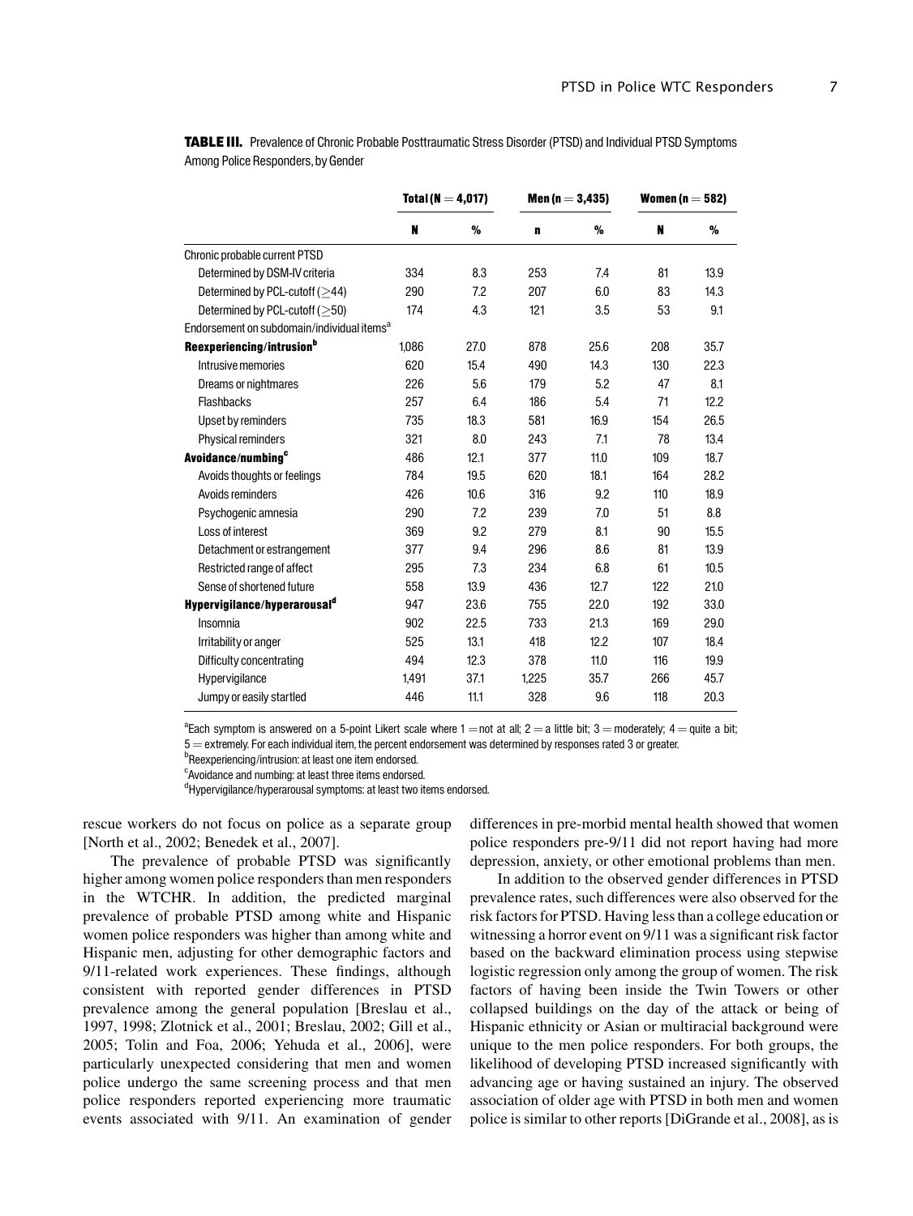**TABLE III.** Prevalence of Chronic Probable Posttraumatic Stress Disorder (PTSD) and Individual PTSD Symptoms Among Police Responders, by Gender

| | Total (N = 4,017) | | Men (n = 3,435) | | Women (n = 582) | |
|---|---|---|---|---|---|---|
| | N | % | n | % | N | % |
| Chronic probable current PTSD | | | | | | |
| Determined by DSM-IV criteria | 334 | 8.3 | 253 | 7.4 | 81 | 13.9 |
| Determined by PCL-cutoff (≥44) | 290 | 7.2 | 207 | 6.0 | 83 | 14.3 |
| Determined by PCL-cutoff (≥50) | 174 | 4.3 | 121 | 3.5 | 53 | 9.1 |
| Endorsement on subdomain/individual items[a] | | | | | | |
| **Reexperiencing/intrusion[b]** | 1,086 | 27.0 | 878 | 25.6 | 208 | 35.7 |
| Intrusive memories | 620 | 15.4 | 490 | 14.3 | 130 | 22.3 |
| Dreams or nightmares | 226 | 5.6 | 179 | 5.2 | 47 | 8.1 |
| Flashbacks | 257 | 6.4 | 186 | 5.4 | 71 | 12.2 |
| Upset by reminders | 735 | 18.3 | 581 | 16.9 | 154 | 26.5 |
| Physical reminders | 321 | 8.0 | 243 | 7.1 | 78 | 13.4 |
| **Avoidance/numbing[c]** | 486 | 12.1 | 377 | 11.0 | 109 | 18.7 |
| Avoids thoughts or feelings | 784 | 19.5 | 620 | 18.1 | 164 | 28.2 |
| Avoids reminders | 426 | 10.6 | 316 | 9.2 | 110 | 18.9 |
| Psychogenic amnesia | 290 | 7.2 | 239 | 7.0 | 51 | 8.8 |
| Loss of interest | 369 | 9.2 | 279 | 8.1 | 90 | 15.5 |
| Detachment or estrangement | 377 | 9.4 | 296 | 8.6 | 81 | 13.9 |
| Restricted range of affect | 295 | 7.3 | 234 | 6.8 | 61 | 10.5 |
| Sense of shortened future | 558 | 13.9 | 436 | 12.7 | 122 | 21.0 |
| **Hypervigilance/hyperarousal[d]** | 947 | 23.6 | 755 | 22.0 | 192 | 33.0 |
| Insomnia | 902 | 22.5 | 733 | 21.3 | 169 | 29.0 |
| Irritability or anger | 525 | 13.1 | 418 | 12.2 | 107 | 18.4 |
| Difficulty concentrating | 494 | 12.3 | 378 | 11.0 | 116 | 19.9 |
| Hypervigilance | 1,491 | 37.1 | 1,225 | 35.7 | 266 | 45.7 |
| Jumpy or easily startled | 446 | 11.1 | 328 | 9.6 | 118 | 20.3 |

[a]Each symptom is answered on a 5-point Likert scale where 1 = not at all; 2 = a little bit; 3 = moderately; 4 = quite a bit; 5 = extremely. For each individual item, the percent endorsement was determined by responses rated 3 or greater.
[b]Reexperiencing/intrusion: at least one item endorsed.
[c]Avoidance and numbing: at least three items endorsed.
[d]Hypervigilance/hyperarousal symptoms: at least two items endorsed.

rescue workers do not focus on police as a separate group [North et al., 2002; Benedek et al., 2007].

The prevalence of probable PTSD was significantly higher among women police responders than men responders in the WTCHR. In addition, the predicted marginal prevalence of probable PTSD among white and Hispanic women police responders was higher than among white and Hispanic men, adjusting for other demographic factors and 9/11-related work experiences. These findings, although consistent with reported gender differences in PTSD prevalence among the general population [Breslau et al., 1997, 1998; Zlotnick et al., 2001; Breslau, 2002; Gill et al., 2005; Tolin and Foa, 2006; Yehuda et al., 2006], were particularly unexpected considering that men and women police undergo the same screening process and that men police responders reported experiencing more traumatic events associated with 9/11. An examination of gender differences in pre-morbid mental health showed that women police responders pre-9/11 did not report having had more depression, anxiety, or other emotional problems than men.

In addition to the observed gender differences in PTSD prevalence rates, such differences were also observed for the risk factors for PTSD. Having less than a college education or witnessing a horror event on 9/11 was a significant risk factor based on the backward elimination process using stepwise logistic regression only among the group of women. The risk factors of having been inside the Twin Towers or other collapsed buildings on the day of the attack or being of Hispanic ethnicity or Asian or multiracial background were unique to the men police responders. For both groups, the likelihood of developing PTSD increased significantly with advancing age or having sustained an injury. The observed association of older age with PTSD in both men and women police is similar to other reports [DiGrande et al., 2008], as is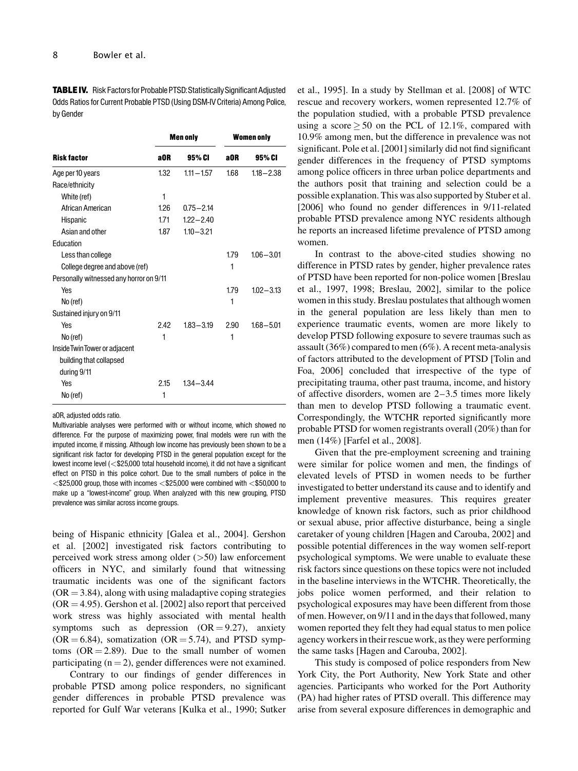**TABLE IV.** Risk Factors for Probable PTSD: Statistically Significant Adjusted Odds Ratios for Current Probable PTSD (Using DSM-IV Criteria) Among Police, by Gender

| | Men only | | Women only | |
|---|---|---|---|---|
| **Risk factor** | **aOR** | **95% CI** | **aOR** | **95% CI** |
| Age per 10 years | 1.32 | 1.11–1.57 | 1.68 | 1.18–2.38 |
| Race/ethnicity | | | | |
| White (ref) | 1 | | | |
| African American | 1.26 | 0.75–2.14 | | |
| Hispanic | 1.71 | 1.22–2.40 | | |
| Asian and other | 1.87 | 1.10–3.21 | | |
| Education | | | | |
| Less than college | | | 1.79 | 1.06–3.01 |
| College degree and above (ref) | | | 1 | |
| Personally witnessed any horror on 9/11 | | | | |
| Yes | | | 1.79 | 1.02–3.13 |
| No (ref) | | | 1 | |
| Sustained injury on 9/11 | | | | |
| Yes | 2.42 | 1.83–3.19 | 2.90 | 1.68–5.01 |
| No (ref) | 1 | | 1 | |
| Inside Twin Tower or adjacent building that collapsed during 9/11 | | | | |
| Yes | 2.15 | 1.34–3.44 | | |
| No (ref) | 1 | | | |

aOR, adjusted odds ratio.

Multivariable analyses were performed with or without income, which showed no difference. For the purpose of maximizing power, final models were run with the imputed income, if missing. Although low income has previously been shown to be a significant risk factor for developing PTSD in the general population except for the lowest income level (<\$25,000 total household income), it did not have a significant effect on PTSD in this police cohort. Due to the small numbers of police in the <\$25,000 group, those with incomes <\$25,000 were combined with <\$50,000 to make up a "lowest-income" group. When analyzed with this new grouping, PTSD prevalence was similar across income groups.

being of Hispanic ethnicity [Galea et al., 2004]. Gershon et al. [2002] investigated risk factors contributing to perceived work stress among older (>50) law enforcement officers in NYC, and similarly found that witnessing traumatic incidents was one of the significant factors (OR = 3.84), along with using maladaptive coping strategies (OR = 4.95). Gershon et al. [2002] also report that perceived work stress was highly associated with mental health symptoms such as depression (OR = 9.27), anxiety (OR = 6.84), somatization (OR = 5.74), and PTSD symptoms (OR = 2.89). Due to the small number of women participating (n = 2), gender differences were not examined.

Contrary to our findings of gender differences in probable PTSD among police responders, no significant gender differences in probable PTSD prevalence was reported for Gulf War veterans [Kulka et al., 1990; Sutker et al., 1995]. In a study by Stellman et al. [2008] of WTC rescue and recovery workers, women represented 12.7% of the population studied, with a probable PTSD prevalence using a score $\geq 50$ on the PCL of 12.1%, compared with 10.9% among men, but the difference in prevalence was not significant. Pole et al. [2001] similarly did not find significant gender differences in the frequency of PTSD symptoms among police officers in three urban police departments and the authors posit that training and selection could be a possible explanation. This was also supported by Stuber et al. [2006] who found no gender differences in 9/11-related probable PTSD prevalence among NYC residents although he reports an increased lifetime prevalence of PTSD among women.

In contrast to the above-cited studies showing no difference in PTSD rates by gender, higher prevalence rates of PTSD have been reported for non-police women [Breslau et al., 1997, 1998; Breslau, 2002], similar to the police women in this study. Breslau postulates that although women in the general population are less likely than men to experience traumatic events, women are more likely to develop PTSD following exposure to severe traumas such as assault (36%) compared to men (6%). A recent meta-analysis of factors attributed to the development of PTSD [Tolin and Foa, 2006] concluded that irrespective of the type of precipitating trauma, other past trauma, income, and history of affective disorders, women are 2–3.5 times more likely than men to develop PTSD following a traumatic event. Correspondingly, the WTCHR reported significantly more probable PTSD for women registrants overall (20%) than for men (14%) [Farfel et al., 2008].

Given that the pre-employment screening and training were similar for police women and men, the findings of elevated levels of PTSD in women needs to be further investigated to better understand its cause and to identify and implement preventive measures. This requires greater knowledge of known risk factors, such as prior childhood or sexual abuse, prior affective disturbance, being a single caretaker of young children [Hagen and Carouba, 2002] and possible potential differences in the way women self-report psychological symptoms. We were unable to evaluate these risk factors since questions on these topics were not included in the baseline interviews in the WTCHR. Theoretically, the jobs police women performed, and their relation to psychological exposures may have been different from those of men. However, on 9/11 and in the days that followed, many women reported they felt they had equal status to men police agency workers in their rescue work, as they were performing the same tasks [Hagen and Carouba, 2002].

This study is composed of police responders from New York City, the Port Authority, New York State and other agencies. Participants who worked for the Port Authority (PA) had higher rates of PTSD overall. This difference may arise from several exposure differences in demographic and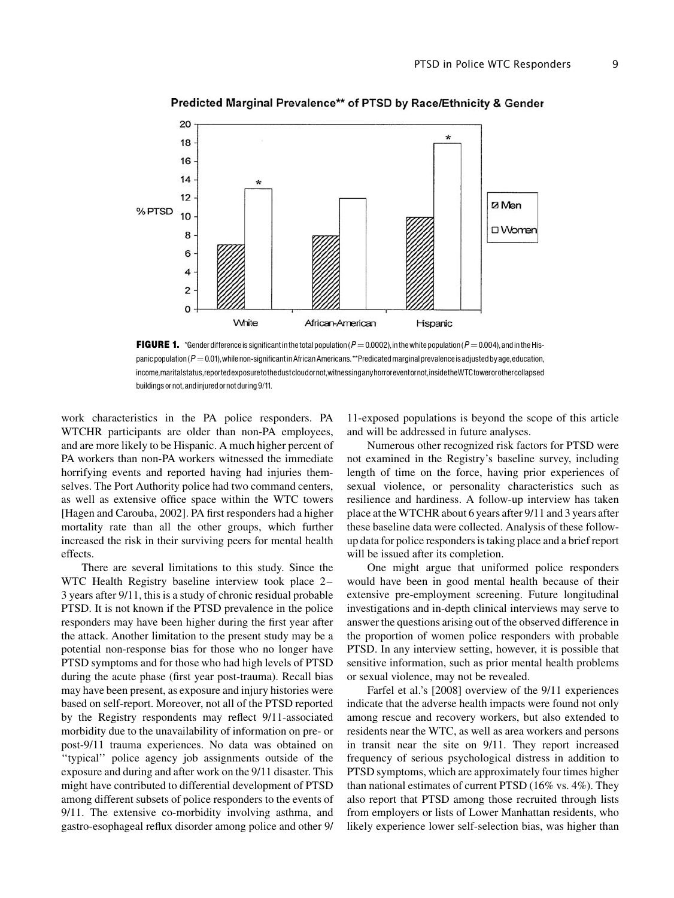Predicted Marginal Prevalence** of PTSD by Race/Ethnicity & Gender

% PTSD

20
18
16
14
12
10
8
6
4
2
0

*
*

White
African-American
Hispanic

Men
Women

**FIGURE 1.** *Gender difference is significant in the total population ($P = 0.0002$), in the white population ($P = 0.004$), and in the Hispanic population ($P = 0.01$), while non-significant in African Americans. **Predicated marginal prevalence is adjusted by age, education, income, marital status, reported exposure to the dust cloud or not, witnessing any horror event or not, inside the WTC tower or other collapsed buildings or not, and injured or not during 9/11.

work characteristics in the PA police responders. PA WTCHR participants are older than non-PA employees, and are more likely to be Hispanic. A much higher percent of PA workers than non-PA workers witnessed the immediate horrifying events and reported having had injuries themselves. The Port Authority police had two command centers, as well as extensive office space within the WTC towers [Hagen and Carouba, 2002]. PA first responders had a higher mortality rate than all the other groups, which further increased the risk in their surviving peers for mental health effects.

There are several limitations to this study. Since the WTC Health Registry baseline interview took place 2–3 years after 9/11, this is a study of chronic residual probable PTSD. It is not known if the PTSD prevalence in the police responders may have been higher during the first year after the attack. Another limitation to the present study may be a potential non-response bias for those who no longer have PTSD symptoms and for those who had high levels of PTSD during the acute phase (first year post-trauma). Recall bias may have been present, as exposure and injury histories were based on self-report. Moreover, not all of the PTSD reported by the Registry respondents may reflect 9/11-associated morbidity due to the unavailability of information on pre- or post-9/11 trauma experiences. No data was obtained on ''typical'' police agency job assignments outside of the exposure and during and after work on the 9/11 disaster. This might have contributed to differential development of PTSD among different subsets of police responders to the events of 9/11. The extensive co-morbidity involving asthma, and gastro-esophageal reflux disorder among police and other 9/11-exposed populations is beyond the scope of this article and will be addressed in future analyses.

Numerous other recognized risk factors for PTSD were not examined in the Registry's baseline survey, including length of time on the force, having prior experiences of sexual violence, or personality characteristics such as resilience and hardiness. A follow-up interview has taken place at the WTCHR about 6 years after 9/11 and 3 years after these baseline data were collected. Analysis of these follow-up data for police responders is taking place and a brief report will be issued after its completion.

One might argue that uniformed police responders would have been in good mental health because of their extensive pre-employment screening. Future longitudinal investigations and in-depth clinical interviews may serve to answer the questions arising out of the observed difference in the proportion of women police responders with probable PTSD. In any interview setting, however, it is possible that sensitive information, such as prior mental health problems or sexual violence, may not be revealed.

Farfel et al.'s [2008] overview of the 9/11 experiences indicate that the adverse health impacts were found not only among rescue and recovery workers, but also extended to residents near the WTC, as well as area workers and persons in transit near the site on 9/11. They report increased frequency of serious psychological distress in addition to PTSD symptoms, which are approximately four times higher than national estimates of current PTSD (16% vs. 4%). They also report that PTSD among those recruited through lists from employers or lists of Lower Manhattan residents, who likely experience lower self-selection bias, was higher than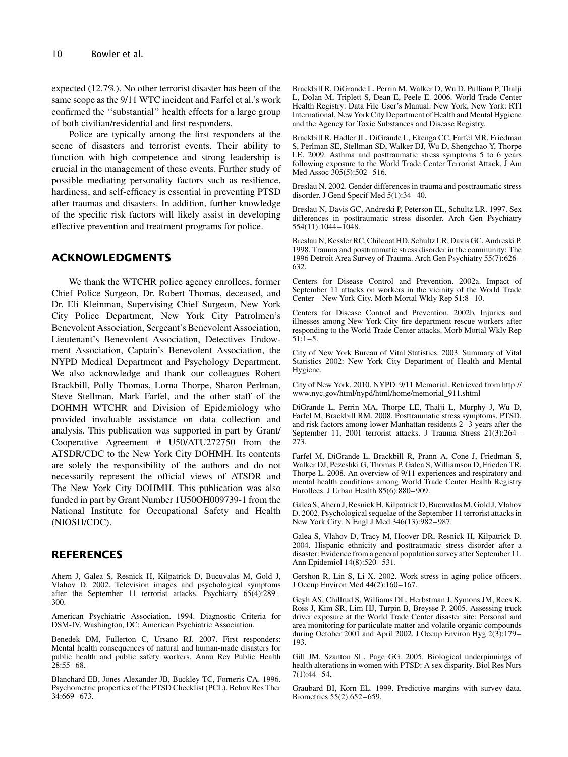expected (12.7%). No other terrorist disaster has been of the same scope as the 9/11 WTC incident and Farfel et al.'s work confirmed the ''substantial'' health effects for a large group of both civilian/residential and first responders.

Police are typically among the first responders at the scene of disasters and terrorist events. Their ability to function with high competence and strong leadership is crucial in the management of these events. Further study of possible mediating personality factors such as resilience, hardiness, and self-efficacy is essential in preventing PTSD after traumas and disasters. In addition, further knowledge of the specific risk factors will likely assist in developing effective prevention and treatment programs for police.

## ACKNOWLEDGMENTS

We thank the WTCHR police agency enrollees, former Chief Police Surgeon, Dr. Robert Thomas, deceased, and Dr. Eli Kleinman, Supervising Chief Surgeon, New York City Police Department, New York City Patrolmen's Benevolent Association, Sergeant's Benevolent Association, Lieutenant's Benevolent Association, Detectives Endowment Association, Captain's Benevolent Association, the NYPD Medical Department and Psychology Department. We also acknowledge and thank our colleagues Robert Brackbill, Polly Thomas, Lorna Thorpe, Sharon Perlman, Steve Stellman, Mark Farfel, and the other staff of the DOHMH WTCHR and Division of Epidemiology who provided invaluable assistance on data collection and analysis. This publication was supported in part by Grant/Cooperative Agreement # U50/ATU272750 from the ATSDR/CDC to the New York City DOHMH. Its contents are solely the responsibility of the authors and do not necessarily represent the official views of ATSDR and The New York City DOHMH. This publication was also funded in part by Grant Number 1U50OH009739-1 from the National Institute for Occupational Safety and Health (NIOSH/CDC).

## REFERENCES

Ahern J, Galea S, Resnick H, Kilpatrick D, Bucuvalas M, Gold J, Vlahov D. 2002. Television images and psychological symptoms after the September 11 terrorist attacks. Psychiatry 65(4):289–300.

American Psychiatric Association. 1994. Diagnostic Criteria for DSM-IV. Washington, DC: American Psychiatric Association.

Benedek DM, Fullerton C, Ursano RJ. 2007. First responders: Mental health consequences of natural and human-made disasters for public health and public safety workers. Annu Rev Public Health 28:55–68.

Blanchard EB, Jones Alexander JB, Buckley TC, Forneris CA. 1996. Psychometric properties of the PTSD Checklist (PCL). Behav Res Ther 34:669–673.

Brackbill R, DiGrande L, Perrin M, Walker D, Wu D, Pulliam P, Thalji L, Dolan M, Triplett S, Dean E, Peele E. 2006. World Trade Center Health Registry: Data File User's Manual. New York, New York: RTI International, New York City Department of Health and Mental Hygiene and the Agency for Toxic Substances and Disease Registry.

Brackbill R, Hadler JL, DiGrande L, Ekenga CC, Farfel MR, Friedman S, Perlman SE, Stellman SD, Walker DJ, Wu D, Shengchao Y, Thorpe LE. 2009. Asthma and posttraumatic stress symptoms 5 to 6 years following exposure to the World Trade Center Terrorist Attack. J Am Med Assoc 305(5):502–516.

Breslau N. 2002. Gender differences in trauma and posttraumatic stress disorder. J Gend Specif Med 5(1):34–40.

Breslau N, Davis GC, Andreski P, Peterson EL, Schultz LR. 1997. Sex differences in posttraumatic stress disorder. Arch Gen Psychiatry 554(11):1044–1048.

Breslau N, Kessler RC, Chilcoat HD, Schultz LR, Davis GC, Andreski P. 1998. Trauma and posttraumatic stress disorder in the community: The 1996 Detroit Area Survey of Trauma. Arch Gen Psychiatry 55(7):626–632.

Centers for Disease Control and Prevention. 2002a. Impact of September 11 attacks on workers in the vicinity of the World Trade Center—New York City. Morb Mortal Wkly Rep 51:8–10.

Centers for Disease Control and Prevention. 2002b. Injuries and illnesses among New York City fire department rescue workers after responding to the World Trade Center attacks. Morb Mortal Wkly Rep 51:1–5.

City of New York Bureau of Vital Statistics. 2003. Summary of Vital Statistics 2002: New York City Department of Health and Mental Hygiene.

City of New York. 2010. NYPD. 9/11 Memorial. Retrieved from http://www.nyc.gov/html/nypd/html/home/memorial_911.shtml

DiGrande L, Perrin MA, Thorpe LE, Thalji L, Murphy J, Wu D, Farfel M, Brackbill RM. 2008. Posttraumatic stress symptoms, PTSD, and risk factors among lower Manhattan residents 2–3 years after the September 11, 2001 terrorist attacks. J Trauma Stress 21(3):264–273.

Farfel M, DiGrande L, Brackbill R, Prann A, Cone J, Friedman S, Walker DJ, Pezeshki G, Thomas P, Galea S, Williamson D, Frieden TR, Thorpe L. 2008. An overview of 9/11 experiences and respiratory and mental health conditions among World Trade Center Health Registry Enrollees. J Urban Health 85(6):880–909.

Galea S, Ahern J, Resnick H, Kilpatrick D, Bucuvalas M, Gold J, Vlahov D. 2002. Psychological sequelae of the September 11 terrorist attacks in New York City. N Engl J Med 346(13):982–987.

Galea S, Vlahov D, Tracy M, Hoover DR, Resnick H, Kilpatrick D. 2004. Hispanic ethnicity and posttraumatic stress disorder after a disaster: Evidence from a general population survey after September 11. Ann Epidemiol 14(8):520–531.

Gershon R, Lin S, Li X. 2002. Work stress in aging police officers. J Occup Environ Med 44(2):160–167.

Geyh AS, Chillrud S, Williams DL, Herbstman J, Symons JM, Rees K, Ross J, Kim SR, Lim HJ, Turpin B, Breysse P. 2005. Assessing truck driver exposure at the World Trade Center disaster site: Personal and area monitoring for particulate matter and volatile organic compounds during October 2001 and April 2002. J Occup Environ Hyg 2(3):179–193.

Gill JM, Szanton SL, Page GG. 2005. Biological underpinnings of health alterations in women with PTSD: A sex disparity. Biol Res Nurs 7(1):44–54.

Graubard BI, Korn EL. 1999. Predictive margins with survey data. Biometrics 55(2):652–659.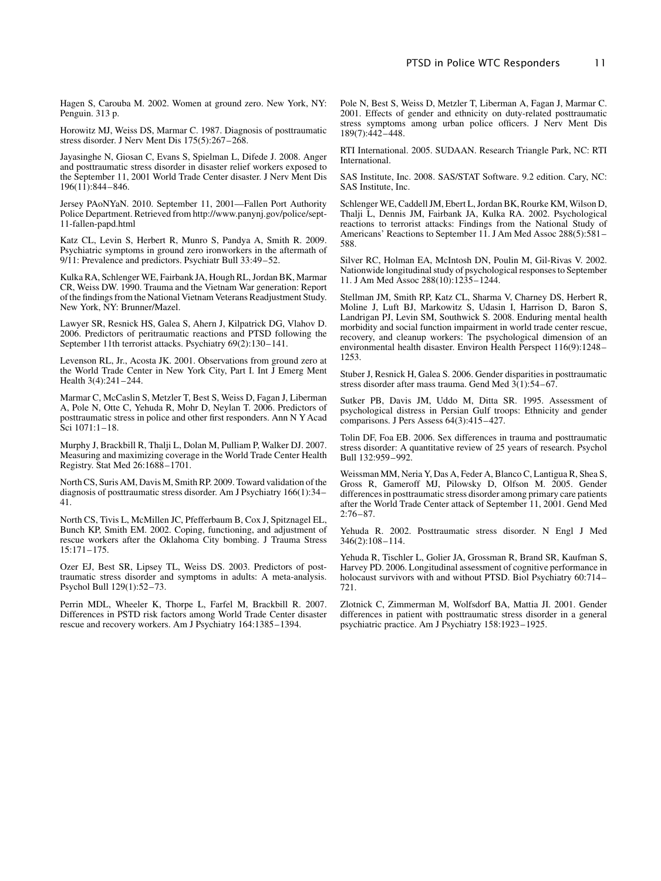Hagen S, Carouba M. 2002. Women at ground zero. New York, NY: Penguin. 313 p.

Horowitz MJ, Weiss DS, Marmar C. 1987. Diagnosis of posttraumatic stress disorder. J Nerv Ment Dis 175(5):267–268.

Jayasinghe N, Giosan C, Evans S, Spielman L, Difede J. 2008. Anger and posttraumatic stress disorder in disaster relief workers exposed to the September 11, 2001 World Trade Center disaster. J Nerv Ment Dis 196(11):844–846.

Jersey PAoNYaN. 2010. September 11, 2001—Fallen Port Authority Police Department. Retrieved from http://www.panynj.gov/police/sept-11-fallen-papd.html

Katz CL, Levin S, Herbert R, Munro S, Pandya A, Smith R. 2009. Psychiatric symptoms in ground zero ironworkers in the aftermath of 9/11: Prevalence and predictors. Psychiatr Bull 33:49–52.

Kulka RA, Schlenger WE, Fairbank JA, Hough RL, Jordan BK, Marmar CR, Weiss DW. 1990. Trauma and the Vietnam War generation: Report of the findings from the National Vietnam Veterans Readjustment Study. New York, NY: Brunner/Mazel.

Lawyer SR, Resnick HS, Galea S, Ahern J, Kilpatrick DG, Vlahov D. 2006. Predictors of peritraumatic reactions and PTSD following the September 11th terrorist attacks. Psychiatry 69(2):130–141.

Levenson RL, Jr., Acosta JK. 2001. Observations from ground zero at the World Trade Center in New York City, Part I. Int J Emerg Ment Health 3(4):241–244.

Marmar C, McCaslin S, Metzler T, Best S, Weiss D, Fagan J, Liberman A, Pole N, Otte C, Yehuda R, Mohr D, Neylan T. 2006. Predictors of posttraumatic stress in police and other first responders. Ann N Y Acad Sci 1071:1–18.

Murphy J, Brackbill R, Thalji L, Dolan M, Pulliam P, Walker DJ. 2007. Measuring and maximizing coverage in the World Trade Center Health Registry. Stat Med 26:1688–1701.

North CS, Suris AM, Davis M, Smith RP. 2009. Toward validation of the diagnosis of posttraumatic stress disorder. Am J Psychiatry 166(1):34–41.

North CS, Tivis L, McMillen JC, Pfefferbaum B, Cox J, Spitznagel EL, Bunch KP, Smith EM. 2002. Coping, functioning, and adjustment of rescue workers after the Oklahoma City bombing. J Trauma Stress 15:171–175.

Ozer EJ, Best SR, Lipsey TL, Weiss DS. 2003. Predictors of posttraumatic stress disorder and symptoms in adults: A meta-analysis. Psychol Bull 129(1):52–73.

Perrin MDL, Wheeler K, Thorpe L, Farfel M, Brackbill R. 2007. Differences in PSTD risk factors among World Trade Center disaster rescue and recovery workers. Am J Psychiatry 164:1385–1394.

Pole N, Best S, Weiss D, Metzler T, Liberman A, Fagan J, Marmar C. 2001. Effects of gender and ethnicity on duty-related posttraumatic stress symptoms among urban police officers. J Nerv Ment Dis 189(7):442–448.

RTI International. 2005. SUDAAN. Research Triangle Park, NC: RTI International.

SAS Institute, Inc. 2008. SAS/STAT Software. 9.2 edition. Cary, NC: SAS Institute, Inc.

Schlenger WE, Caddell JM, Ebert L, Jordan BK, Rourke KM, Wilson D, Thalji L, Dennis JM, Fairbank JA, Kulka RA. 2002. Psychological reactions to terrorist attacks: Findings from the National Study of Americans' Reactions to September 11. J Am Med Assoc 288(5):581–588.

Silver RC, Holman EA, McIntosh DN, Poulin M, Gil-Rivas V. 2002. Nationwide longitudinal study of psychological responses to September 11. J Am Med Assoc 288(10):1235–1244.

Stellman JM, Smith RP, Katz CL, Sharma V, Charney DS, Herbert R, Moline J, Luft BJ, Markowitz S, Udasin I, Harrison D, Baron S, Landrigan PJ, Levin SM, Southwick S. 2008. Enduring mental health morbidity and social function impairment in world trade center rescue, recovery, and cleanup workers: The psychological dimension of an environmental health disaster. Environ Health Perspect 116(9):1248–1253.

Stuber J, Resnick H, Galea S. 2006. Gender disparities in posttraumatic stress disorder after mass trauma. Gend Med 3(1):54–67.

Sutker PB, Davis JM, Uddo M, Ditta SR. 1995. Assessment of psychological distress in Persian Gulf troops: Ethnicity and gender comparisons. J Pers Assess 64(3):415–427.

Tolin DF, Foa EB. 2006. Sex differences in trauma and posttraumatic stress disorder: A quantitative review of 25 years of research. Psychol Bull 132:959–992.

Weissman MM, Neria Y, Das A, Feder A, Blanco C, Lantigua R, Shea S, Gross R, Gameroff MJ, Pilowsky D, Olfson M. 2005. Gender differences in posttraumatic stress disorder among primary care patients after the World Trade Center attack of September 11, 2001. Gend Med 2:76–87.

Yehuda R. 2002. Posttraumatic stress disorder. N Engl J Med 346(2):108–114.

Yehuda R, Tischler L, Golier JA, Grossman R, Brand SR, Kaufman S, Harvey PD. 2006. Longitudinal assessment of cognitive performance in holocaust survivors with and without PTSD. Biol Psychiatry 60:714–721.

Zlotnick C, Zimmerman M, Wolfsdorf BA, Mattia JI. 2001. Gender differences in patient with posttraumatic stress disorder in a general psychiatric practice. Am J Psychiatry 158:1923–1925.